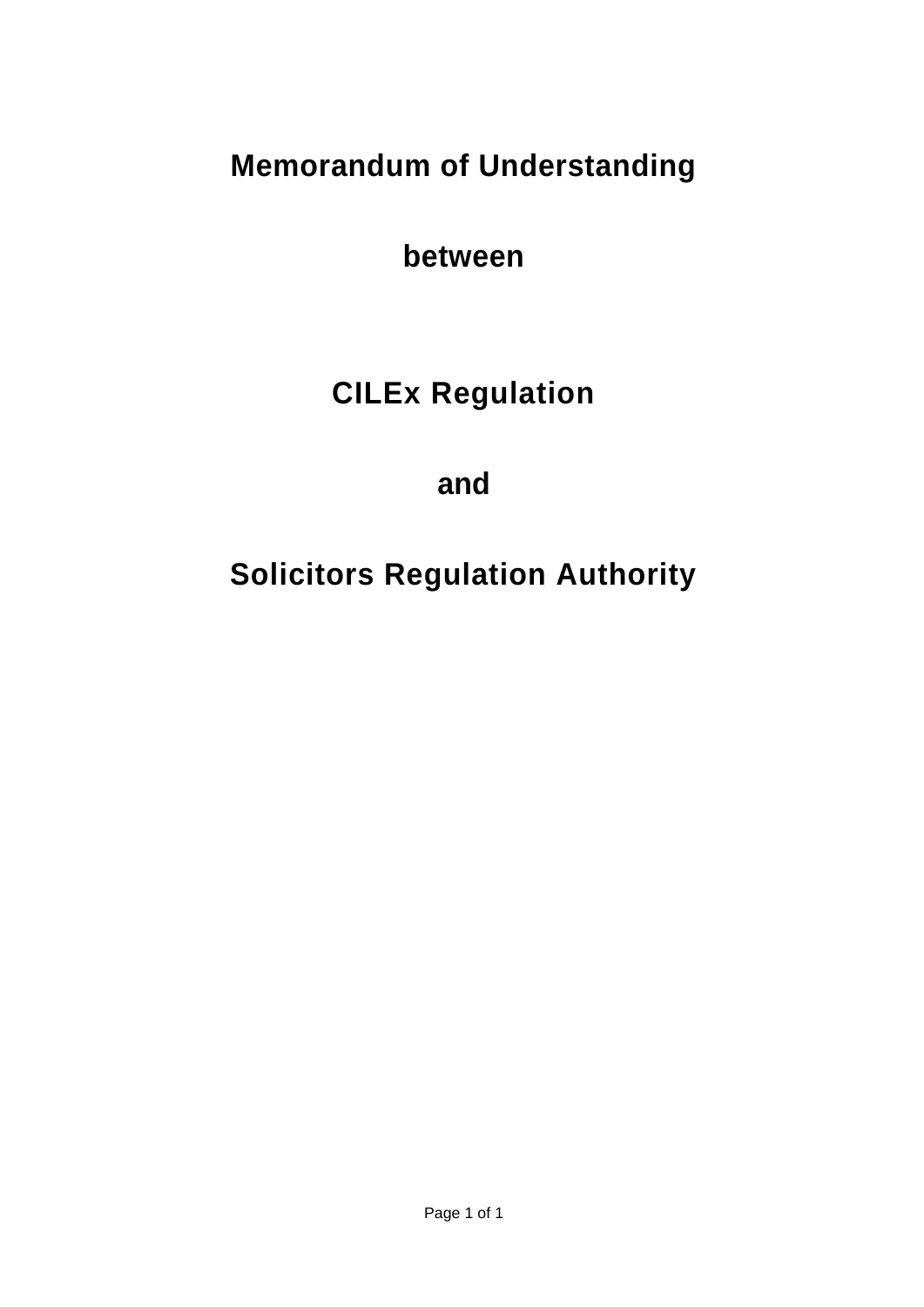# Memorandum of Understanding

**between**

# CILEx Regulation

**and**

# Solicitors Regulation Authority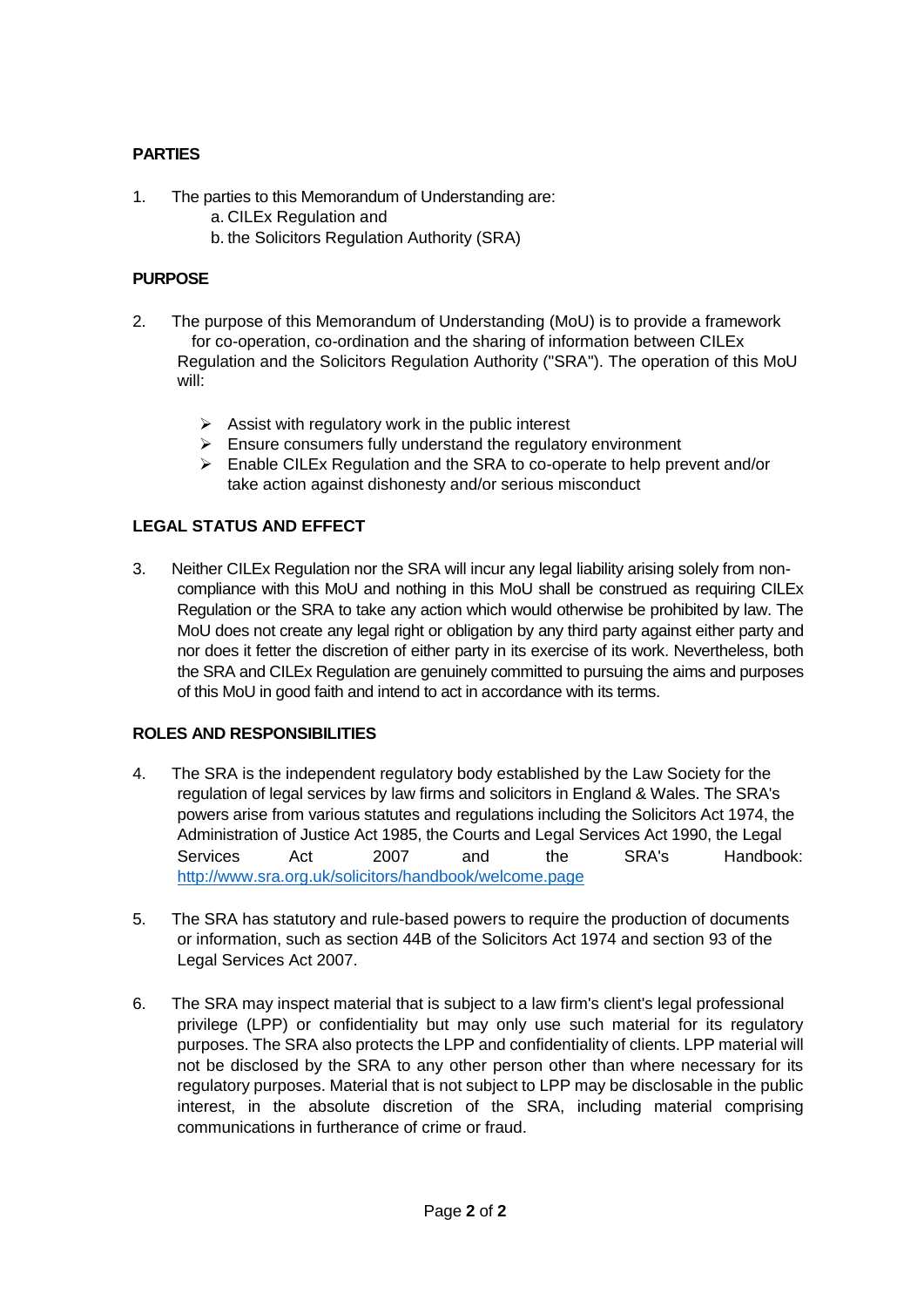## PARTIES

1. The parties to this Memorandum of Understanding are:
   a. CILEx Regulation and
   b. the Solicitors Regulation Authority (SRA)

## PURPOSE

2. The purpose of this Memorandum of Understanding (MoU) is to provide a framework for co-operation, co-ordination and the sharing of information between CILEx Regulation and the Solicitors Regulation Authority ("SRA"). The operation of this MoU will:

   - Assist with regulatory work in the public interest
   - Ensure consumers fully understand the regulatory environment
   - Enable CILEx Regulation and the SRA to co-operate to help prevent and/or take action against dishonesty and/or serious misconduct

## LEGAL STATUS AND EFFECT

3. Neither CILEx Regulation nor the SRA will incur any legal liability arising solely from non-compliance with this MoU and nothing in this MoU shall be construed as requiring CILEx Regulation or the SRA to take any action which would otherwise be prohibited by law. The MoU does not create any legal right or obligation by any third party against either party and nor does it fetter the discretion of either party in its exercise of its work. Nevertheless, both the SRA and CILEx Regulation are genuinely committed to pursuing the aims and purposes of this MoU in good faith and intend to act in accordance with its terms.

## ROLES AND RESPONSIBILITIES

4. The SRA is the independent regulatory body established by the Law Society for the regulation of legal services by law firms and solicitors in England & Wales. The SRA's powers arise from various statutes and regulations including the Solicitors Act 1974, the Administration of Justice Act 1985, the Courts and Legal Services Act 1990, the Legal Services Act 2007 and the SRA's Handbook: http://www.sra.org.uk/solicitors/handbook/welcome.page

5. The SRA has statutory and rule-based powers to require the production of documents or information, such as section 44B of the Solicitors Act 1974 and section 93 of the Legal Services Act 2007.

6. The SRA may inspect material that is subject to a law firm's client's legal professional privilege (LPP) or confidentiality but may only use such material for its regulatory purposes. The SRA also protects the LPP and confidentiality of clients. LPP material will not be disclosed by the SRA to any other person other than where necessary for its regulatory purposes. Material that is not subject to LPP may be disclosable in the public interest, in the absolute discretion of the SRA, including material comprising communications in furtherance of crime or fraud.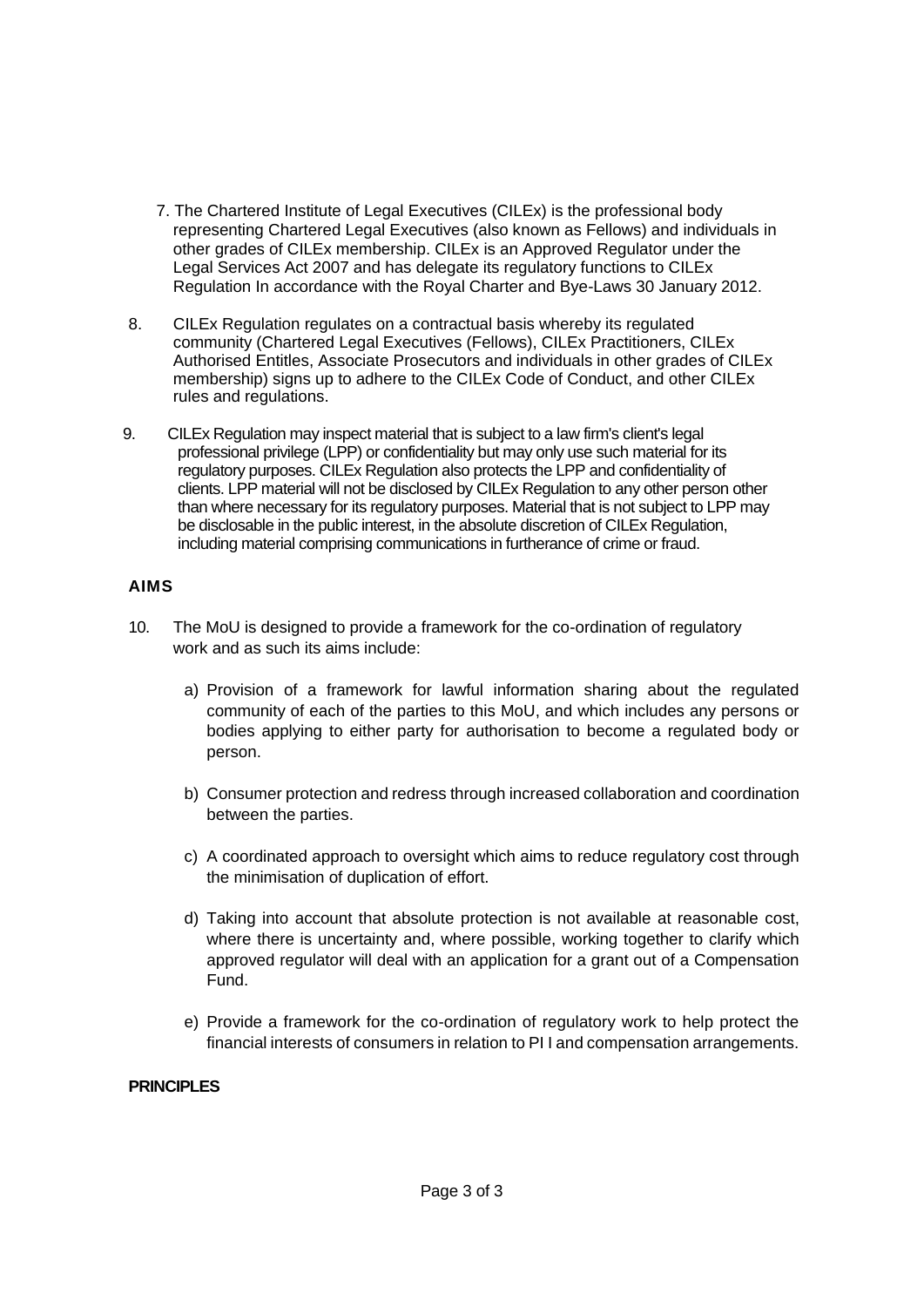7. The Chartered Institute of Legal Executives (CILEx) is the professional body representing Chartered Legal Executives (also known as Fellows) and individuals in other grades of CILEx membership. CILEx is an Approved Regulator under the Legal Services Act 2007 and has delegate its regulatory functions to CILEx Regulation In accordance with the Royal Charter and Bye-Laws 30 January 2012.

8. CILEx Regulation regulates on a contractual basis whereby its regulated community (Chartered Legal Executives (Fellows), CILEx Practitioners, CILEx Authorised Entitles, Associate Prosecutors and individuals in other grades of CILEx membership) signs up to adhere to the CILEx Code of Conduct, and other CILEx rules and regulations.

9. CILEx Regulation may inspect material that is subject to a law firm's client's legal professional privilege (LPP) or confidentiality but may only use such material for its regulatory purposes. CILEx Regulation also protects the LPP and confidentiality of clients. LPP material will not be disclosed by CILEx Regulation to any other person other than where necessary for its regulatory purposes. Material that is not subject to LPP may be disclosable in the public interest, in the absolute discretion of CILEx Regulation, including material comprising communications in furtherance of crime or fraud.

## AIMS

10. The MoU is designed to provide a framework for the co-ordination of regulatory work and as such its aims include:

    a) Provision of a framework for lawful information sharing about the regulated community of each of the parties to this MoU, and which includes any persons or bodies applying to either party for authorisation to become a regulated body or person.

    b) Consumer protection and redress through increased collaboration and coordination between the parties.

    c) A coordinated approach to oversight which aims to reduce regulatory cost through the minimisation of duplication of effort.

    d) Taking into account that absolute protection is not available at reasonable cost, where there is uncertainty and, where possible, working together to clarify which approved regulator will deal with an application for a grant out of a Compensation Fund.

    e) Provide a framework for the co-ordination of regulatory work to help protect the financial interests of consumers in relation to PI I and compensation arrangements.

## PRINCIPLES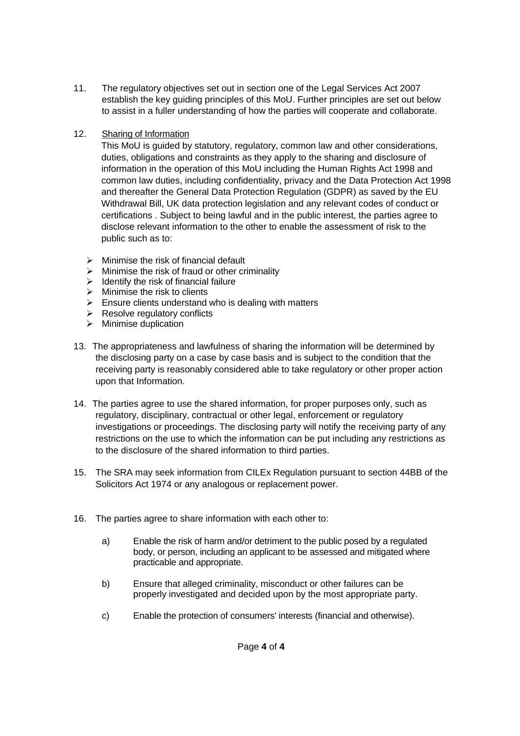11. The regulatory objectives set out in section one of the Legal Services Act 2007 establish the key guiding principles of this MoU. Further principles are set out below to assist in a fuller understanding of how the parties will cooperate and collaborate.

12. <u>Sharing of Information</u>

    This MoU is guided by statutory, regulatory, common law and other considerations, duties, obligations and constraints as they apply to the sharing and disclosure of information in the operation of this MoU including the Human Rights Act 1998 and common law duties, including confidentiality, privacy and the Data Protection Act 1998 and thereafter the General Data Protection Regulation (GDPR) as saved by the EU Withdrawal Bill, UK data protection legislation and any relevant codes of conduct or certifications . Subject to being lawful and in the public interest, the parties agree to disclose relevant information to the other to enable the assessment of risk to the public such as to:

    - Minimise the risk of financial default
    - Minimise the risk of fraud or other criminality
    - Identify the risk of financial failure
    - Minimise the risk to clients
    - Ensure clients understand who is dealing with matters
    - Resolve regulatory conflicts
    - Minimise duplication

13. The appropriateness and lawfulness of sharing the information will be determined by the disclosing party on a case by case basis and is subject to the condition that the receiving party is reasonably considered able to take regulatory or other proper action upon that Information.

14. The parties agree to use the shared information, for proper purposes only, such as regulatory, disciplinary, contractual or other legal, enforcement or regulatory investigations or proceedings. The disclosing party will notify the receiving party of any restrictions on the use to which the information can be put including any restrictions as to the disclosure of the shared information to third parties.

15. The SRA may seek information from CILEx Regulation pursuant to section 44BB of the Solicitors Act 1974 or any analogous or replacement power.

16. The parties agree to share information with each other to:

    a) Enable the risk of harm and/or detriment to the public posed by a regulated body, or person, including an applicant to be assessed and mitigated where practicable and appropriate.

    b) Ensure that alleged criminality, misconduct or other failures can be properly investigated and decided upon by the most appropriate party.

    c) Enable the protection of consumers' interests (financial and otherwise).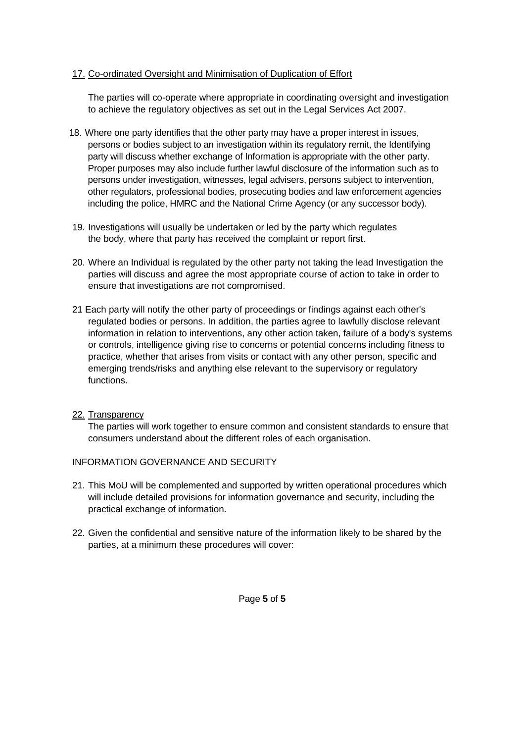17. <u>Co-ordinated Oversight and Minimisation of Duplication of Effort</u>

The parties will co-operate where appropriate in coordinating oversight and investigation to achieve the regulatory objectives as set out in the Legal Services Act 2007.

18. Where one party identifies that the other party may have a proper interest in issues, persons or bodies subject to an investigation within its regulatory remit, the Identifying party will discuss whether exchange of Information is appropriate with the other party. Proper purposes may also include further lawful disclosure of the information such as to persons under investigation, witnesses, legal advisers, persons subject to intervention, other regulators, professional bodies, prosecuting bodies and law enforcement agencies including the police, HMRC and the National Crime Agency (or any successor body).

19. Investigations will usually be undertaken or led by the party which regulates the body, where that party has received the complaint or report first.

20. Where an Individual is regulated by the other party not taking the lead Investigation the parties will discuss and agree the most appropriate course of action to take in order to ensure that investigations are not compromised.

21 Each party will notify the other party of proceedings or findings against each other's regulated bodies or persons. In addition, the parties agree to lawfully disclose relevant information in relation to interventions, any other action taken, failure of a body's systems or controls, intelligence giving rise to concerns or potential concerns including fitness to practice, whether that arises from visits or contact with any other person, specific and emerging trends/risks and anything else relevant to the supervisory or regulatory functions.

22. <u>Transparency</u>

The parties will work together to ensure common and consistent standards to ensure that consumers understand about the different roles of each organisation.

INFORMATION GOVERNANCE AND SECURITY

21. This MoU will be complemented and supported by written operational procedures which will include detailed provisions for information governance and security, including the practical exchange of information.

22. Given the confidential and sensitive nature of the information likely to be shared by the parties, at a minimum these procedures will cover: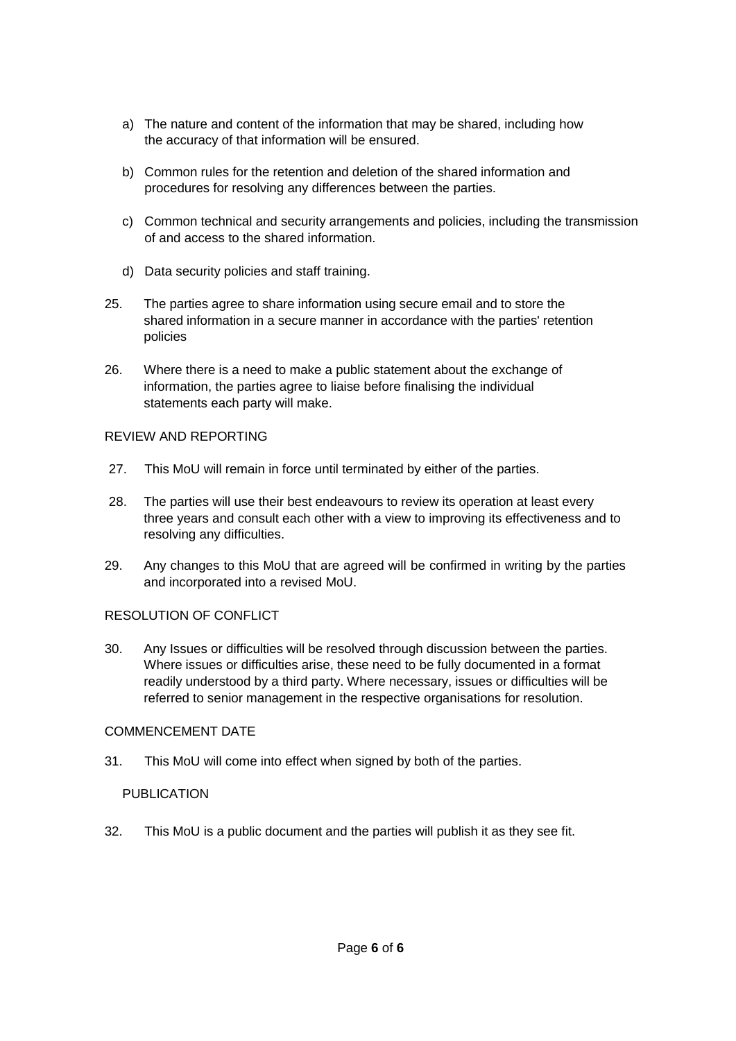a) The nature and content of the information that may be shared, including how the accuracy of that information will be ensured.

b) Common rules for the retention and deletion of the shared information and procedures for resolving any differences between the parties.

c) Common technical and security arrangements and policies, including the transmission of and access to the shared information.

d) Data security policies and staff training.

25. The parties agree to share information using secure email and to store the shared information in a secure manner in accordance with the parties' retention policies

26. Where there is a need to make a public statement about the exchange of information, the parties agree to liaise before finalising the individual statements each party will make.

REVIEW AND REPORTING

27. This MoU will remain in force until terminated by either of the parties.

28. The parties will use their best endeavours to review its operation at least every three years and consult each other with a view to improving its effectiveness and to resolving any difficulties.

29. Any changes to this MoU that are agreed will be confirmed in writing by the parties and incorporated into a revised MoU.

RESOLUTION OF CONFLICT

30. Any Issues or difficulties will be resolved through discussion between the parties. Where issues or difficulties arise, these need to be fully documented in a format readily understood by a third party. Where necessary, issues or difficulties will be referred to senior management in the respective organisations for resolution.

COMMENCEMENT DATE

31. This MoU will come into effect when signed by both of the parties.

PUBLICATION

32. This MoU is a public document and the parties will publish it as they see fit.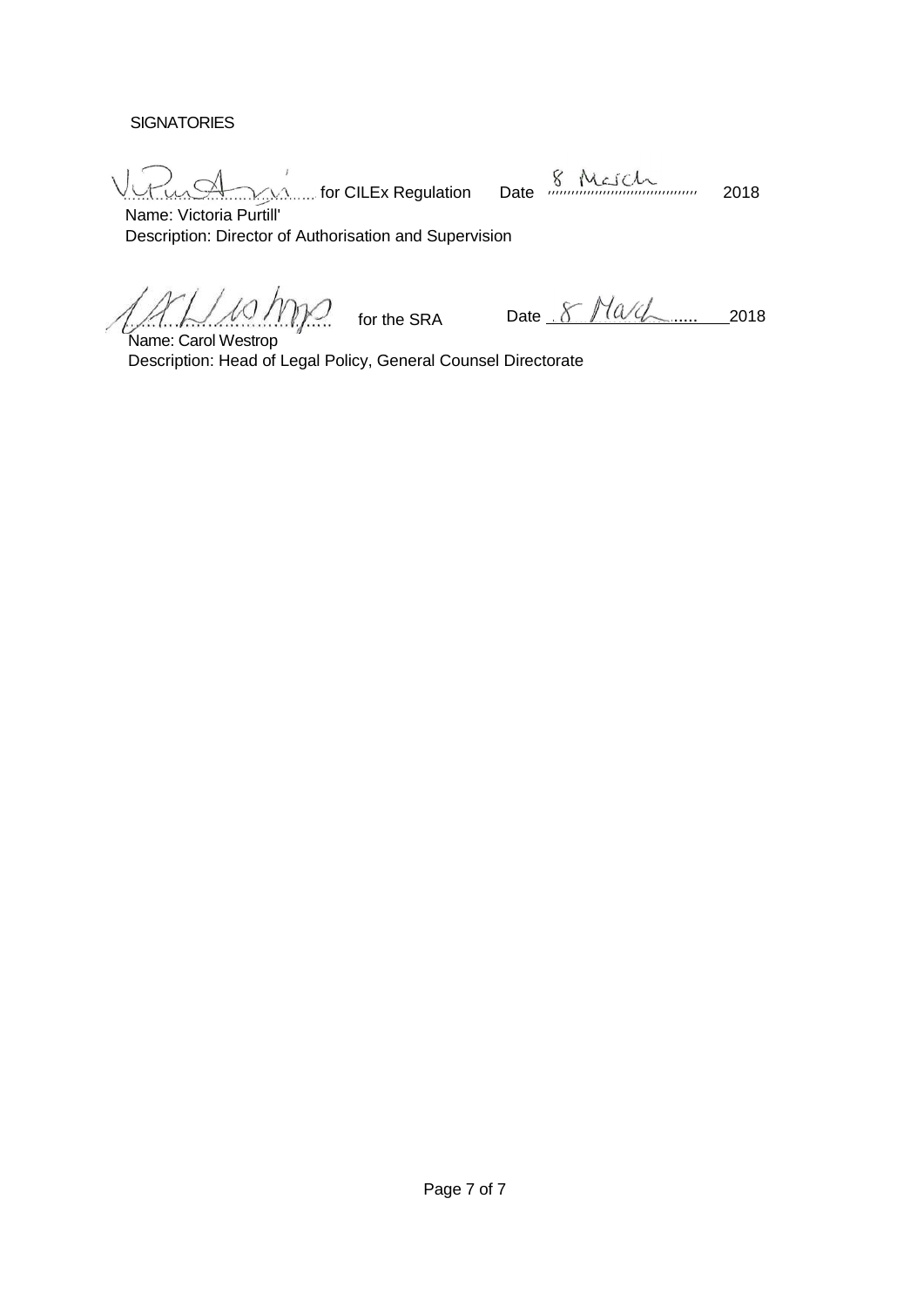SIGNATORIES

............................................ for CILEx Regulation Date 8 March 2018

Name: Victoria Purtill'

Description: Director of Authorisation and Supervision

............................................ for the SRA Date 8 March 2018

Name: Carol Westrop

Description: Head of Legal Policy, General Counsel Directorate